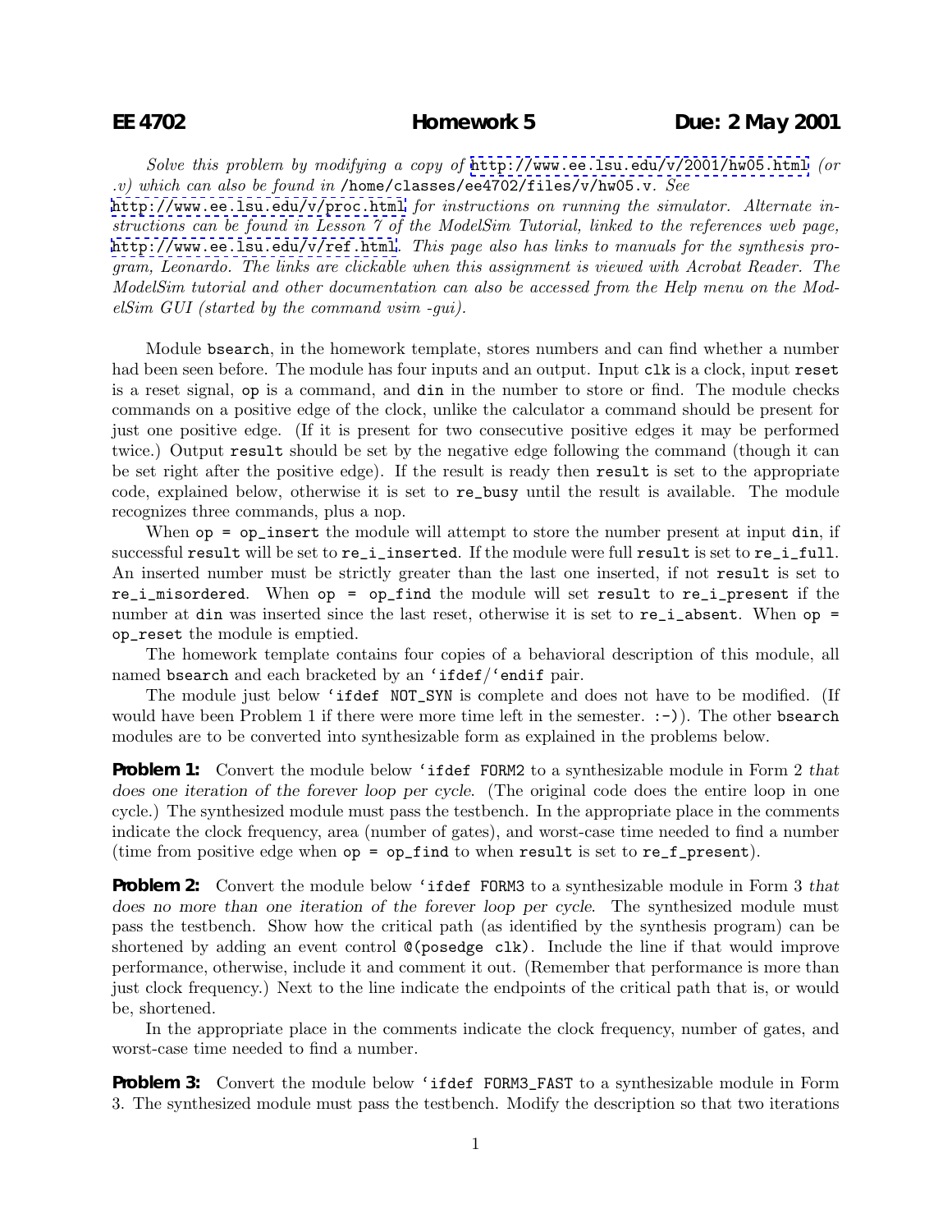**EE 4702** **Homework 5** **Due: 2 May 2001**

*Solve this problem by modifying a copy of* http://www.ee.lsu.edu/v/2001/hw05.html *(or .v) which can also be found in* /home/classes/ee4702/files/v/hw05.v. *See* http://www.ee.lsu.edu/v/proc.html *for instructions on running the simulator. Alternate instructions can be found in Lesson 7 of the ModelSim Tutorial, linked to the references web page,* http://www.ee.lsu.edu/v/ref.html. *This page also has links to manuals for the synthesis program, Leonardo. The links are clickable when this assignment is viewed with Acrobat Reader. The ModelSim tutorial and other documentation can also be accessed from the Help menu on the ModelSim GUI (started by the command vsim -gui).*

Module `bsearch`, in the homework template, stores numbers and can find whether a number had been seen before. The module has four inputs and an output. Input `clk` is a clock, input `reset` is a reset signal, `op` is a command, and `din` in the number to store or find. The module checks commands on a positive edge of the clock, unlike the calculator a command should be present for just one positive edge. (If it is present for two consecutive positive edges it may be performed twice.) Output `result` should be set by the negative edge following the command (though it can be set right after the positive edge). If the result is ready then `result` is set to the appropriate code, explained below, otherwise it is set to `re_busy` until the result is available. The module recognizes three commands, plus a nop.

When `op = op_insert` the module will attempt to store the number present at input `din`, if successful `result` will be set to `re_i_inserted`. If the module were full `result` is set to `re_i_full`. An inserted number must be strictly greater than the last one inserted, if not `result` is set to `re_i_misordered`. When `op = op_find` the module will set `result` to `re_i_present` if the number at `din` was inserted since the last reset, otherwise it is set to `re_i_absent`. When `op = op_reset` the module is emptied.

The homework template contains four copies of a behavioral description of this module, all named `bsearch` and each bracketed by an `` `ifdef ``/`` `endif `` pair.

The module just below `` `ifdef NOT_SYN `` is complete and does not have to be modified. (If would have been Problem 1 if there were more time left in the semester. :-)). The other `bsearch` modules are to be converted into synthesizable form as explained in the problems below.

**Problem 1:** Convert the module below `` `ifdef FORM2 `` to a synthesizable module in Form 2 *that does one iteration of the forever loop per cycle*. (The original code does the entire loop in one cycle.) The synthesized module must pass the testbench. In the appropriate place in the comments indicate the clock frequency, area (number of gates), and worst-case time needed to find a number (time from positive edge when `op = op_find` to when `result` is set to `re_f_present`).

**Problem 2:** Convert the module below `` `ifdef FORM3 `` to a synthesizable module in Form 3 *that does no more than one iteration of the forever loop per cycle*. The synthesized module must pass the testbench. Show how the critical path (as identified by the synthesis program) can be shortened by adding an event control `@(posedge clk)`. Include the line if that would improve performance, otherwise, include it and comment it out. (Remember that performance is more than just clock frequency.) Next to the line indicate the endpoints of the critical path that is, or would be, shortened.

In the appropriate place in the comments indicate the clock frequency, number of gates, and worst-case time needed to find a number.

**Problem 3:** Convert the module below `` `ifdef FORM3_FAST `` to a synthesizable module in Form 3. The synthesized module must pass the testbench. Modify the description so that two iterations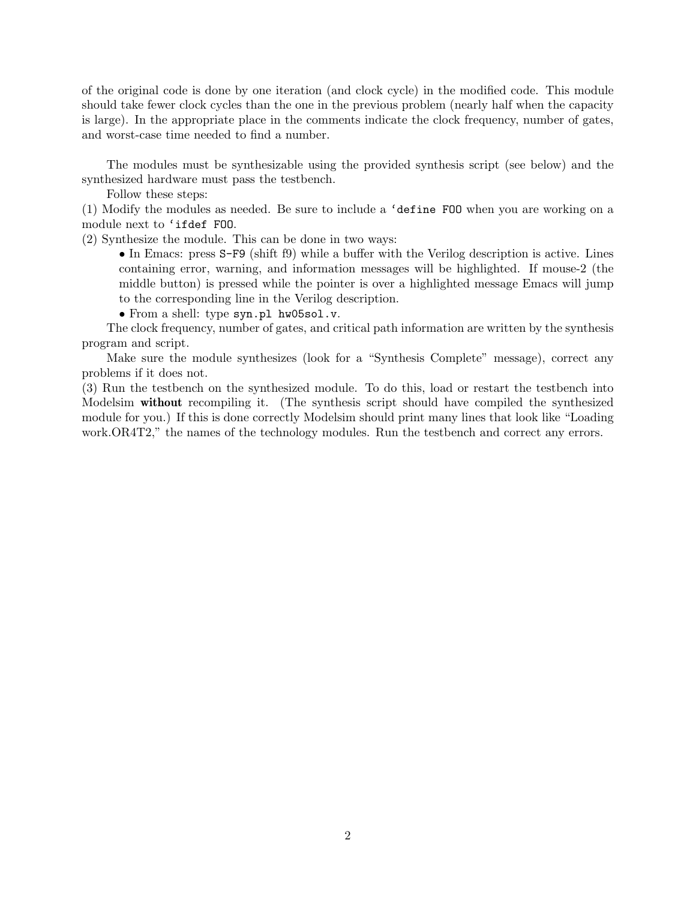of the original code is done by one iteration (and clock cycle) in the modified code. This module should take fewer clock cycles than the one in the previous problem (nearly half when the capacity is large). In the appropriate place in the comments indicate the clock frequency, number of gates, and worst-case time needed to find a number.

The modules must be synthesizable using the provided synthesis script (see below) and the synthesized hardware must pass the testbench.

Follow these steps:

(1) Modify the modules as needed. Be sure to include a `` `define FOO `` when you are working on a module next to `` `ifdef FOO ``.

(2) Synthesize the module. This can be done in two ways:

- In Emacs: press `S-F9` (shift f9) while a buffer with the Verilog description is active. Lines containing error, warning, and information messages will be highlighted. If mouse-2 (the middle button) is pressed while the pointer is over a highlighted message Emacs will jump to the corresponding line in the Verilog description.
- From a shell: type `syn.pl hw05sol.v`.

The clock frequency, number of gates, and critical path information are written by the synthesis program and script.

Make sure the module synthesizes (look for a "Synthesis Complete" message), correct any problems if it does not.

(3) Run the testbench on the synthesized module. To do this, load or restart the testbench into Modelsim **without** recompiling it. (The synthesis script should have compiled the synthesized module for you.) If this is done correctly Modelsim should print many lines that look like "Loading work.OR4T2," the names of the technology modules. Run the testbench and correct any errors.